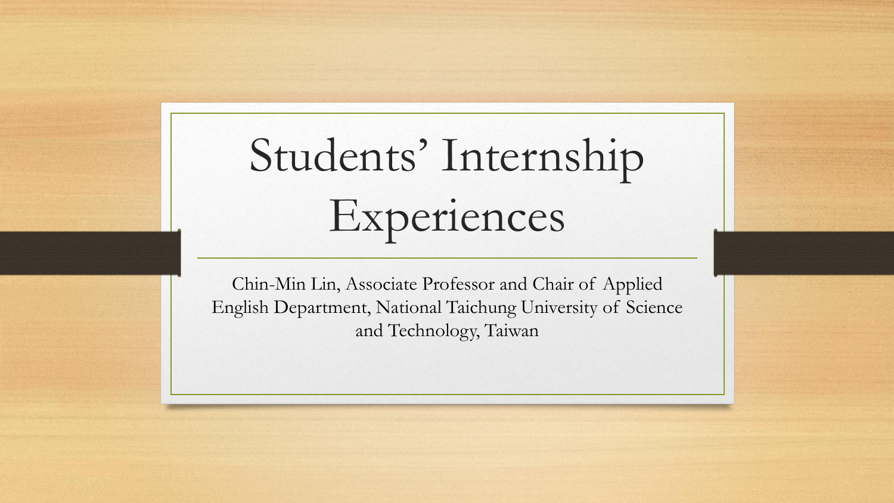# Students' Internship Experiences

Chin-Min Lin, Associate Professor and Chair of Applied English Department, National Taichung University of Science and Technology, Taiwan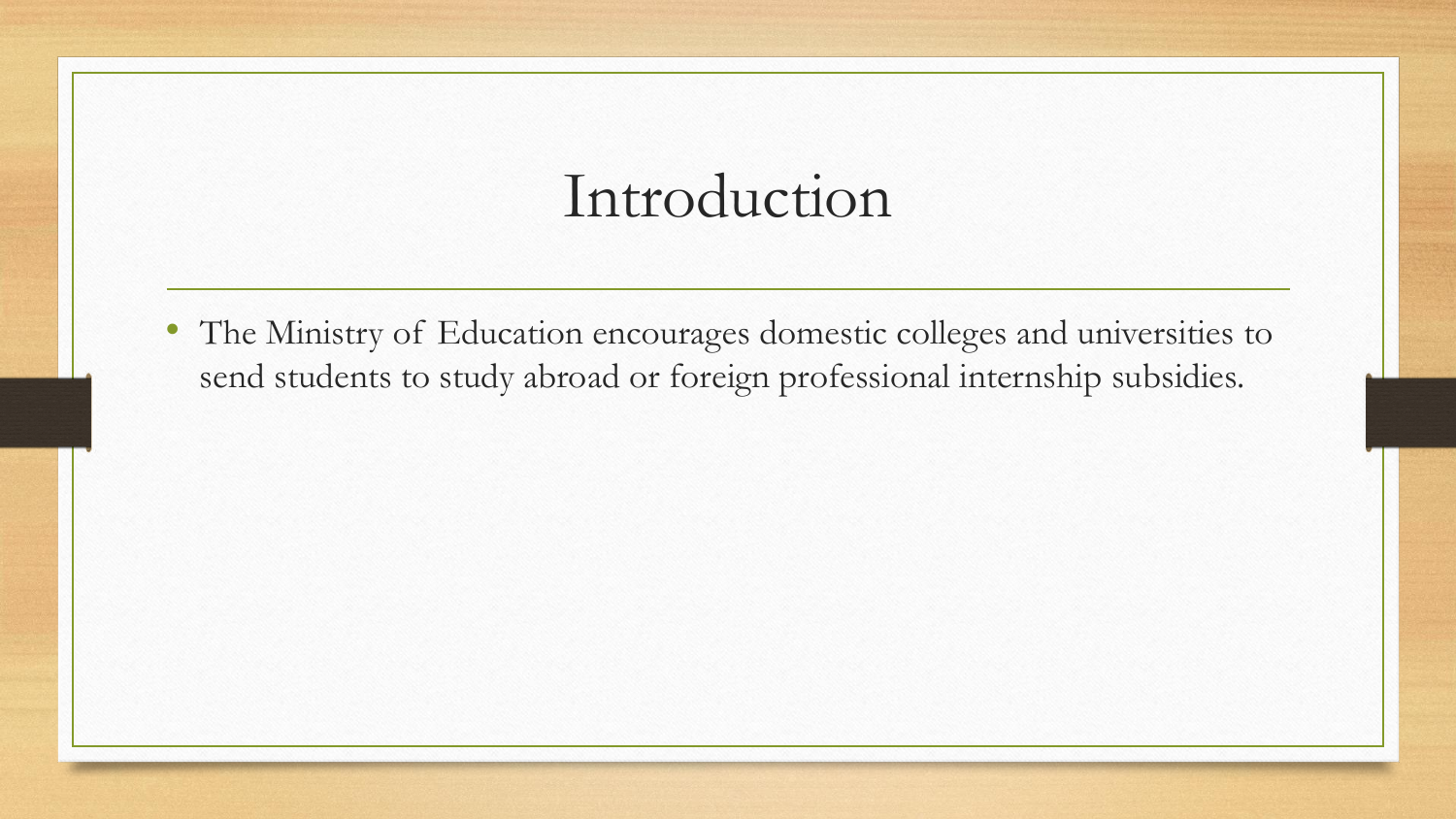# Introduction

- The Ministry of Education encourages domestic colleges and universities to send students to study abroad or foreign professional internship subsidies.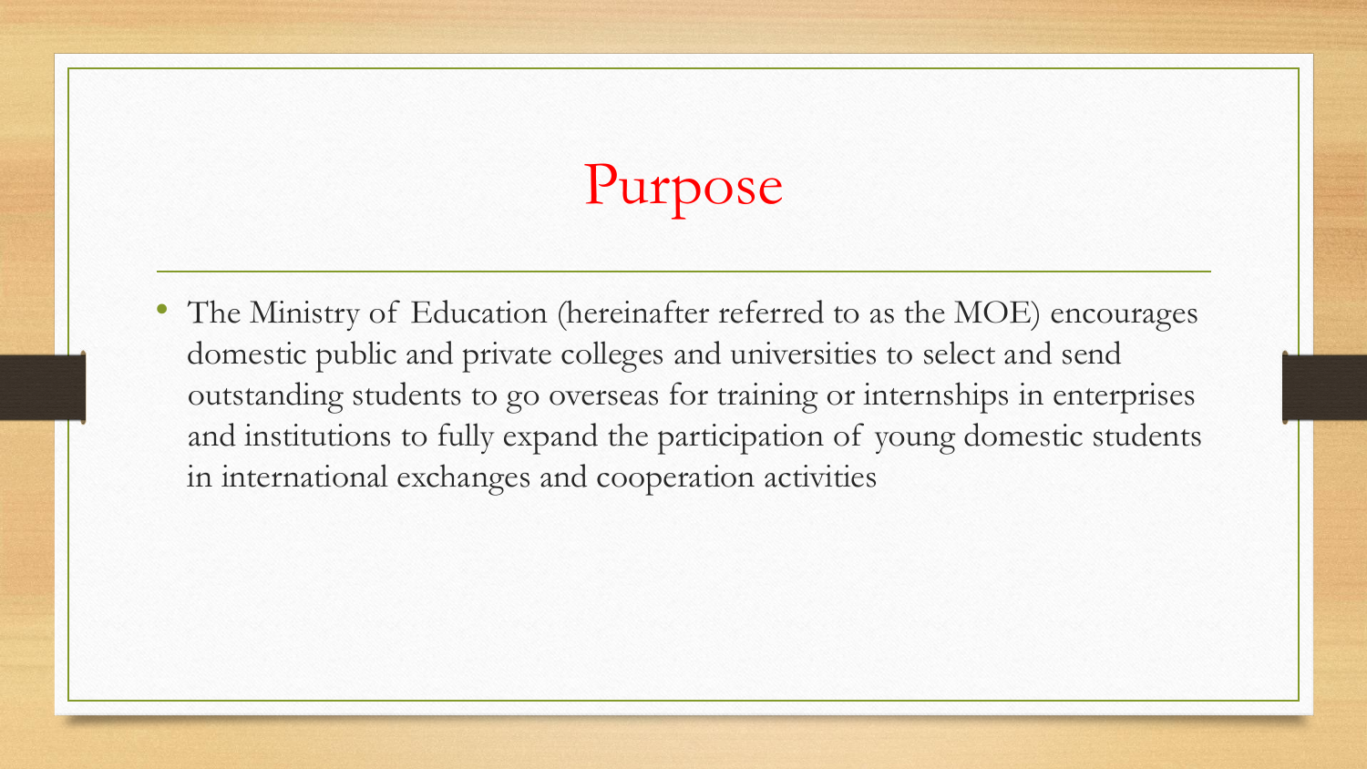# Purpose

- The Ministry of Education (hereinafter referred to as the MOE) encourages domestic public and private colleges and universities to select and send outstanding students to go overseas for training or internships in enterprises and institutions to fully expand the participation of young domestic students in international exchanges and cooperation activities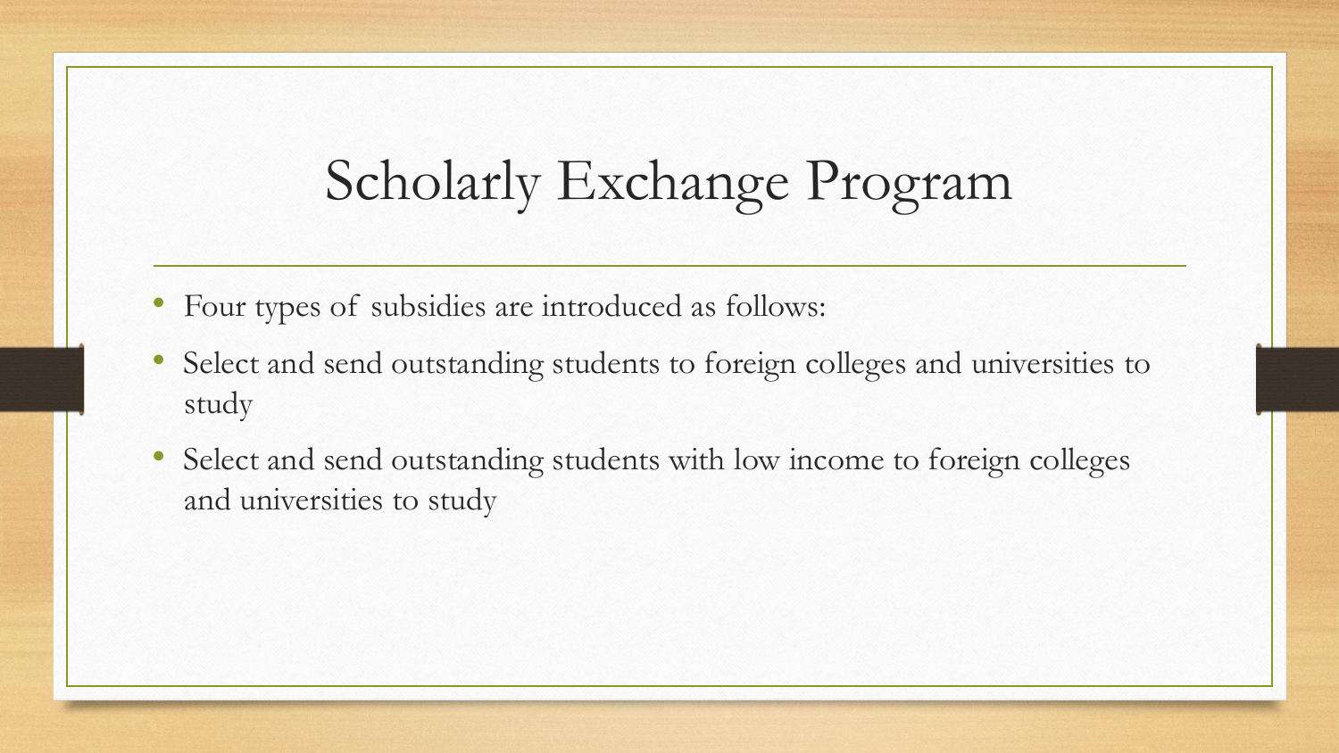# Scholarly Exchange Program

- Four types of subsidies are introduced as follows:
- Select and send outstanding students to foreign colleges and universities to study
- Select and send outstanding students with low income to foreign colleges and universities to study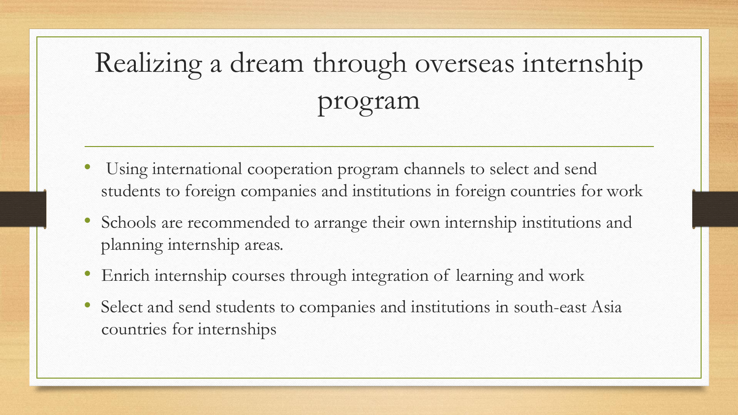# Realizing a dream through overseas internship program

- Using international cooperation program channels to select and send students to foreign companies and institutions in foreign countries for work
- Schools are recommended to arrange their own internship institutions and planning internship areas.
- Enrich internship courses through integration of learning and work
- Select and send students to companies and institutions in south-east Asia countries for internships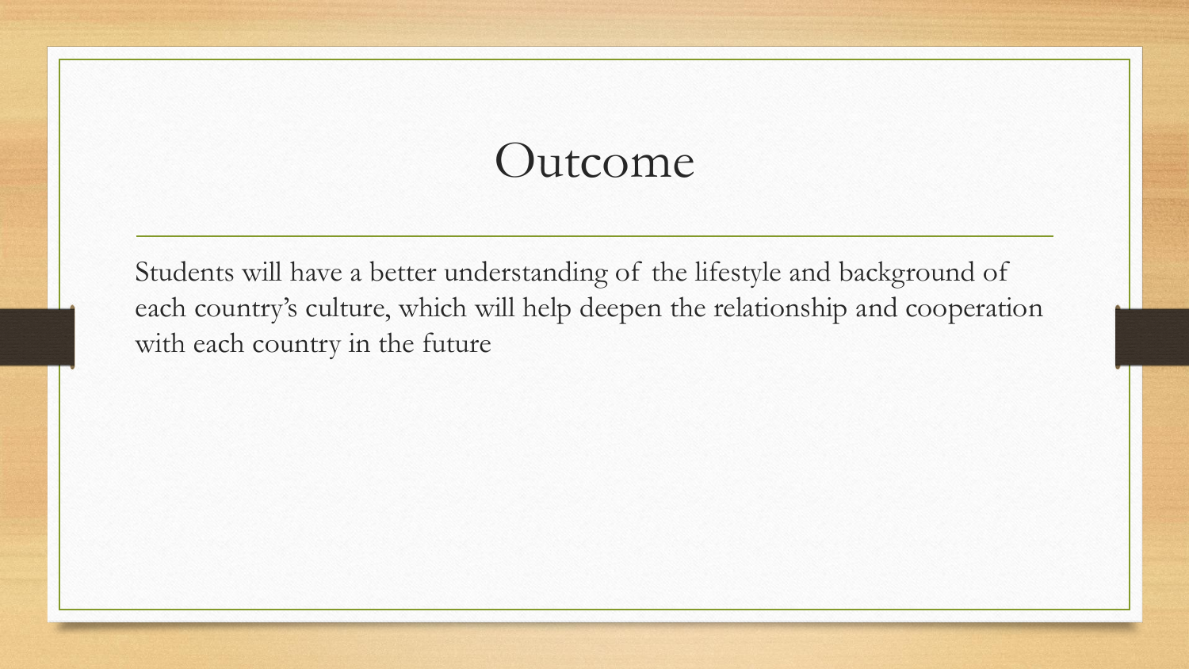# Outcome

Students will have a better understanding of the lifestyle and background of each country's culture, which will help deepen the relationship and cooperation with each country in the future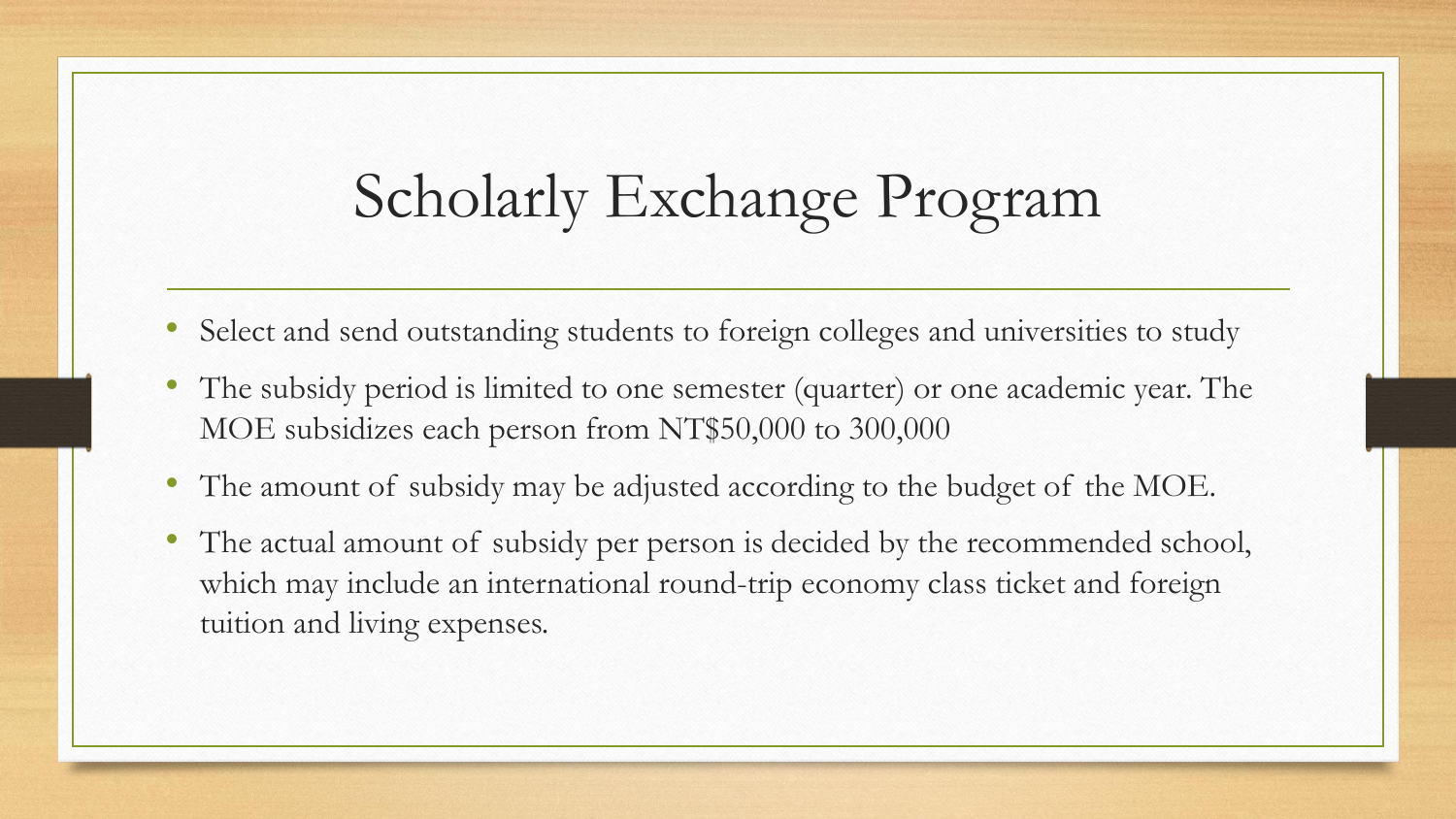# Scholarly Exchange Program

- Select and send outstanding students to foreign colleges and universities to study
- The subsidy period is limited to one semester (quarter) or one academic year. The MOE subsidizes each person from NT$50,000 to 300,000
- The amount of subsidy may be adjusted according to the budget of the MOE.
- The actual amount of subsidy per person is decided by the recommended school, which may include an international round-trip economy class ticket and foreign tuition and living expenses.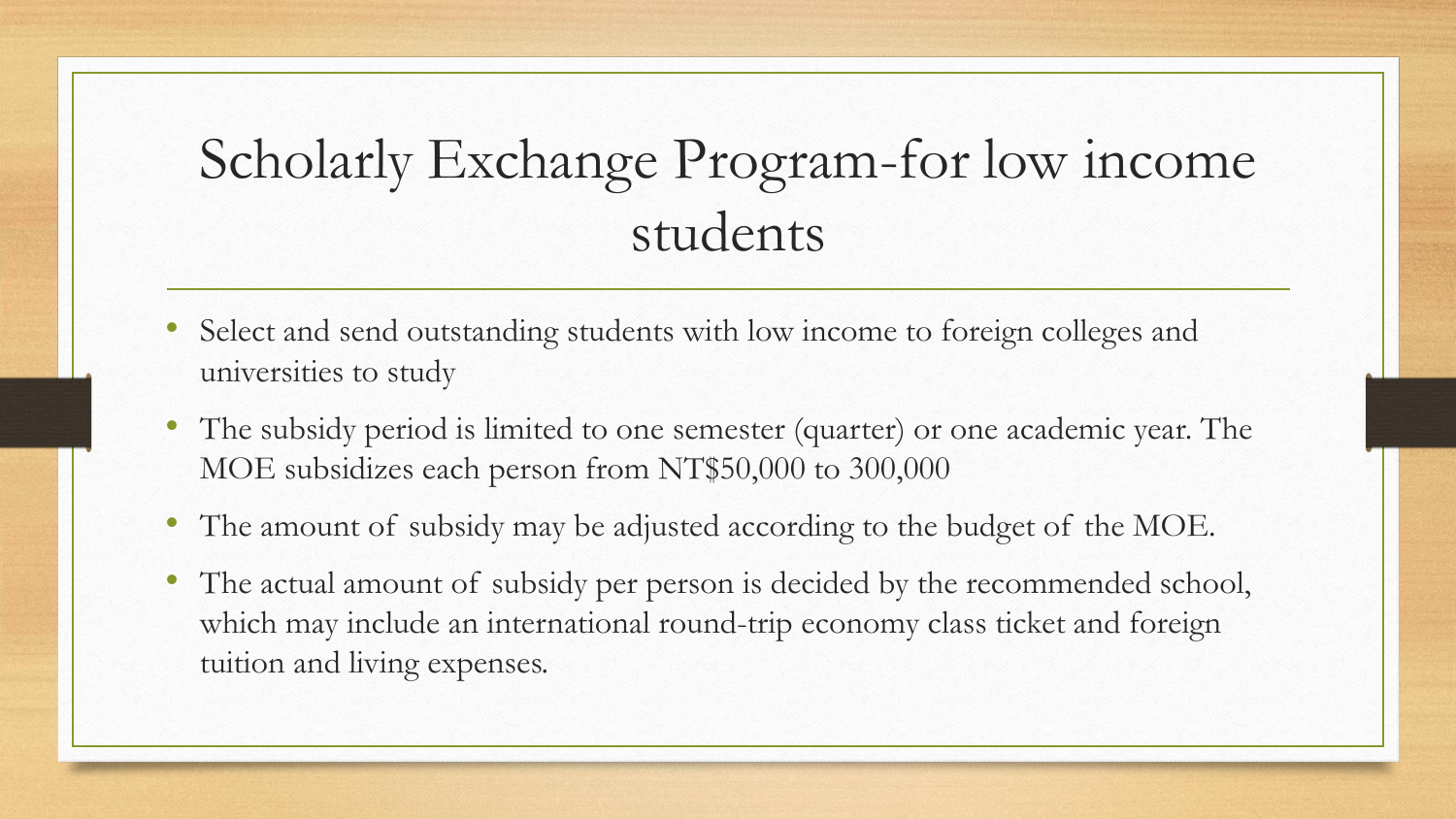# Scholarly Exchange Program-for low income students

- Select and send outstanding students with low income to foreign colleges and universities to study
- The subsidy period is limited to one semester (quarter) or one academic year. The MOE subsidizes each person from NT$50,000 to 300,000
- The amount of subsidy may be adjusted according to the budget of the MOE.
- The actual amount of subsidy per person is decided by the recommended school, which may include an international round-trip economy class ticket and foreign tuition and living expenses.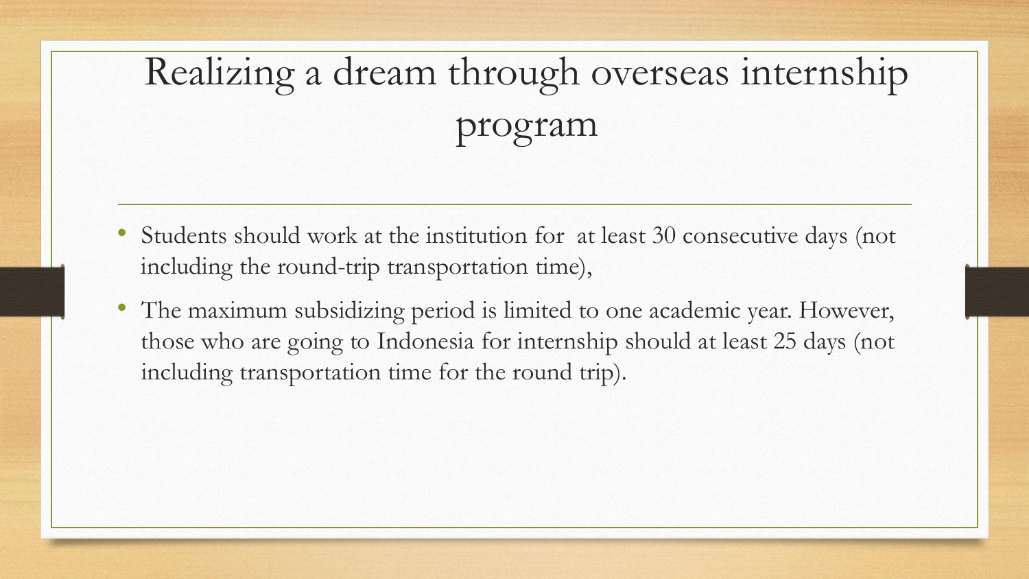# Realizing a dream through overseas internship program

- Students should work at the institution for  at least 30 consecutive days (not including the round-trip transportation time),
- The maximum subsidizing period is limited to one academic year. However, those who are going to Indonesia for internship should at least 25 days (not including transportation time for the round trip).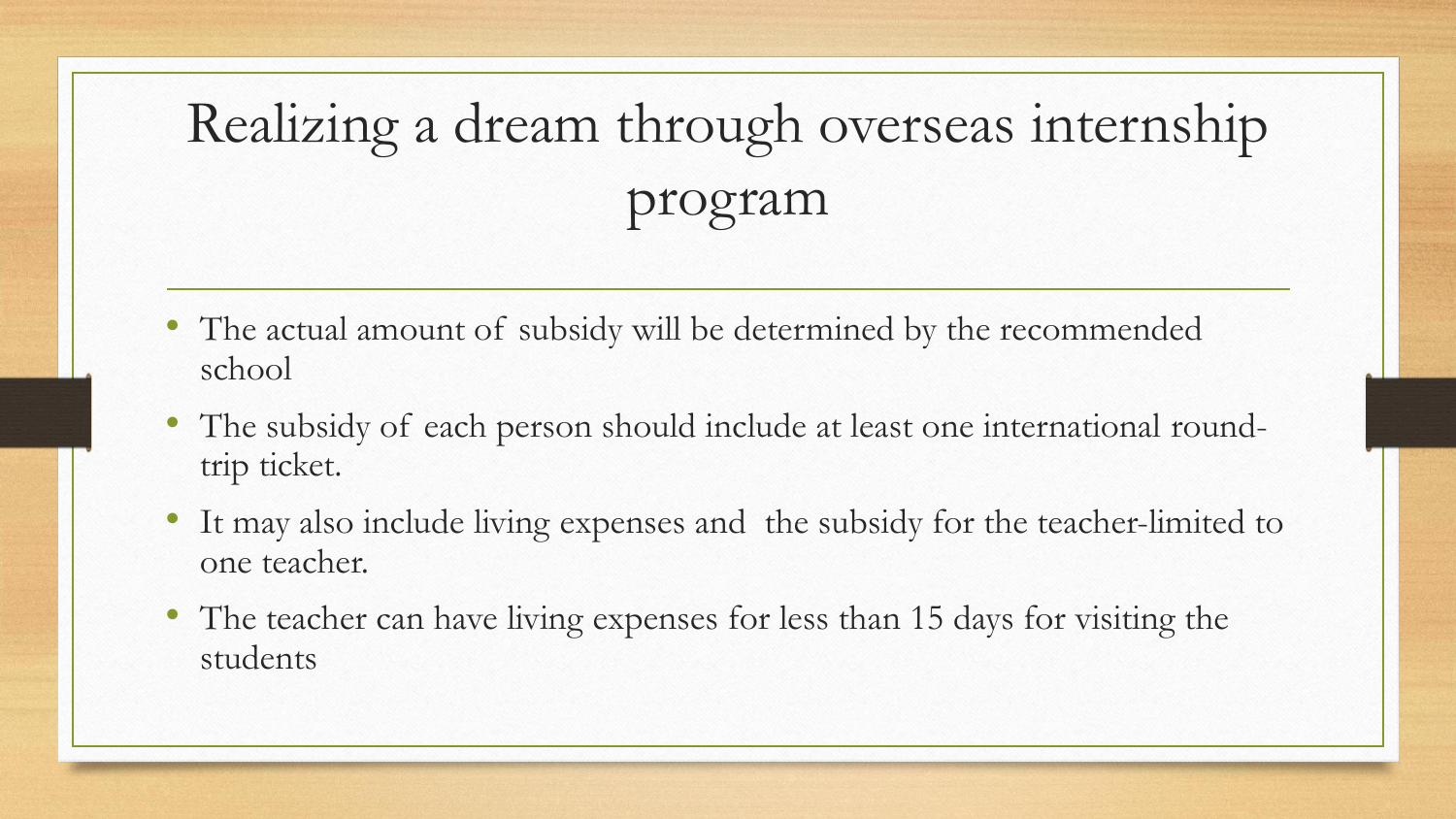# Realizing a dream through overseas internship program

- The actual amount of subsidy will be determined by the recommended school
- The subsidy of each person should include at least one international round-trip ticket.
- It may also include living expenses and the subsidy for the teacher-limited to one teacher.
- The teacher can have living expenses for less than 15 days for visiting the students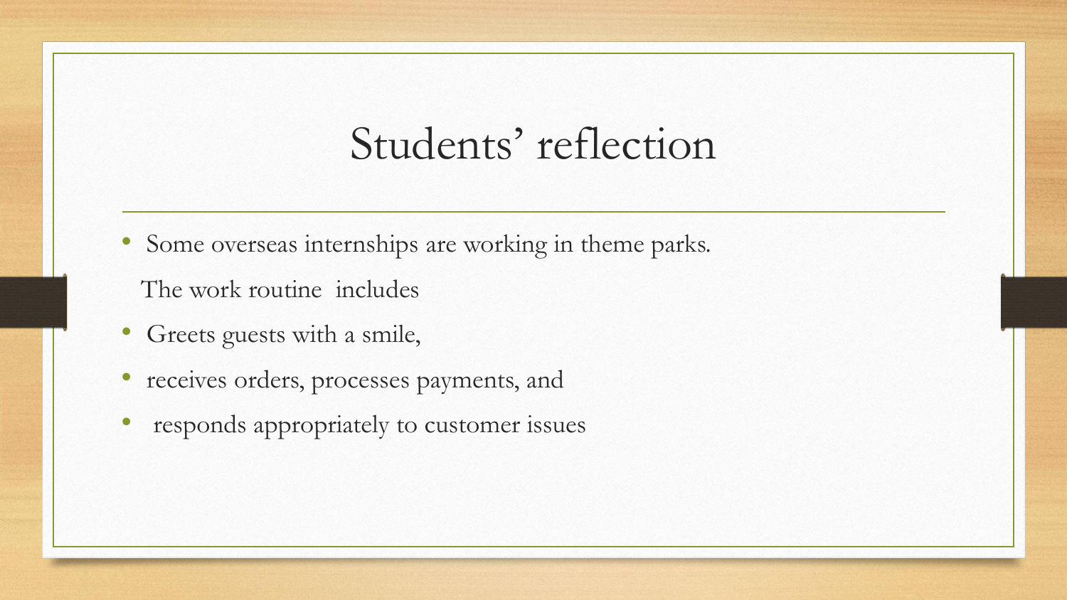# Students' reflection

- Some overseas internships are working in theme parks.

  The work routine includes

- Greets guests with a smile,
- receives orders, processes payments, and
- responds appropriately to customer issues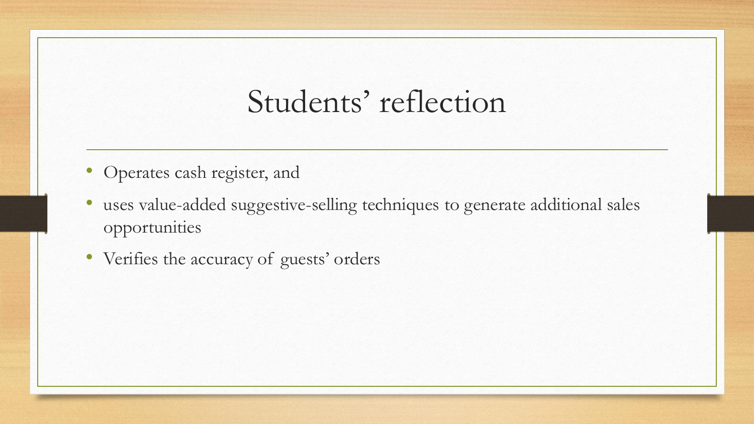# Students' reflection

- Operates cash register, and
- uses value-added suggestive-selling techniques to generate additional sales opportunities
- Verifies the accuracy of guests' orders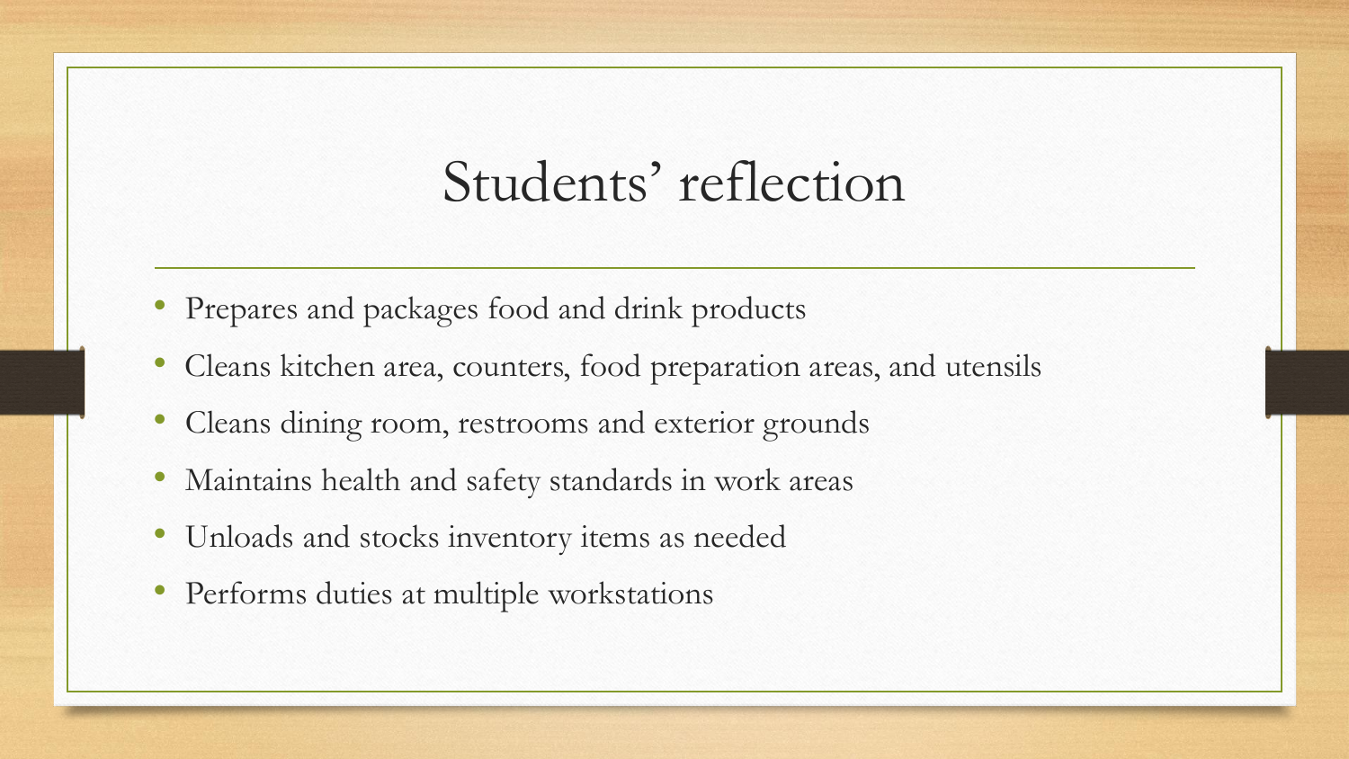# Students' reflection

- Prepares and packages food and drink products
- Cleans kitchen area, counters, food preparation areas, and utensils
- Cleans dining room, restrooms and exterior grounds
- Maintains health and safety standards in work areas
- Unloads and stocks inventory items as needed
- Performs duties at multiple workstations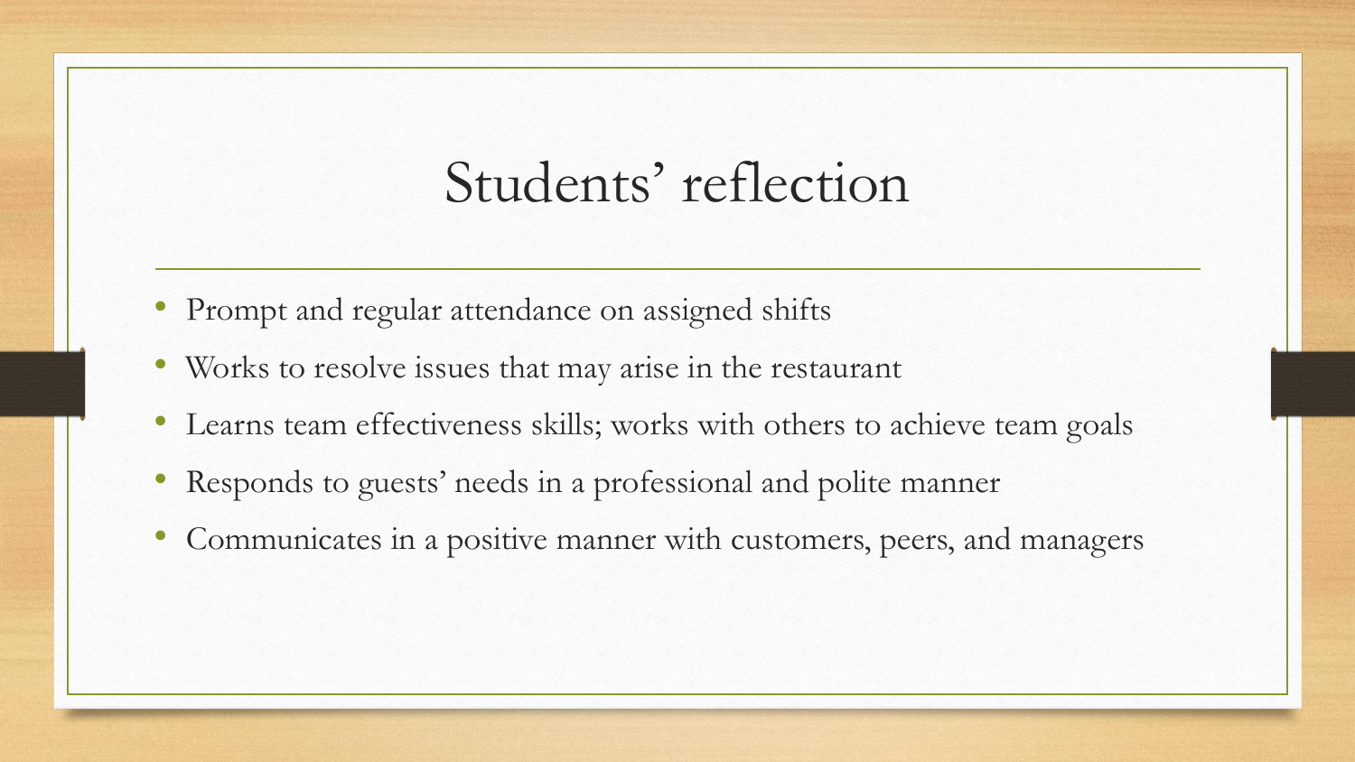# Students' reflection

- Prompt and regular attendance on assigned shifts
- Works to resolve issues that may arise in the restaurant
- Learns team effectiveness skills; works with others to achieve team goals
- Responds to guests' needs in a professional and polite manner
- Communicates in a positive manner with customers, peers, and managers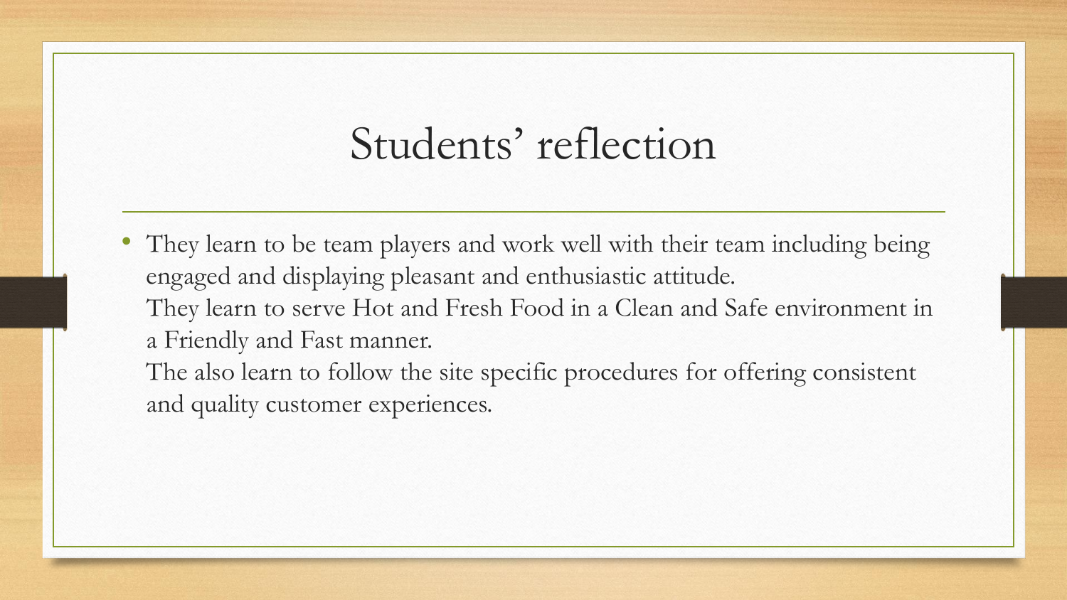# Students' reflection

- They learn to be team players and work well with their team including being engaged and displaying pleasant and enthusiastic attitude.
  They learn to serve Hot and Fresh Food in a Clean and Safe environment in a Friendly and Fast manner.
  The also learn to follow the site specific procedures for offering consistent and quality customer experiences.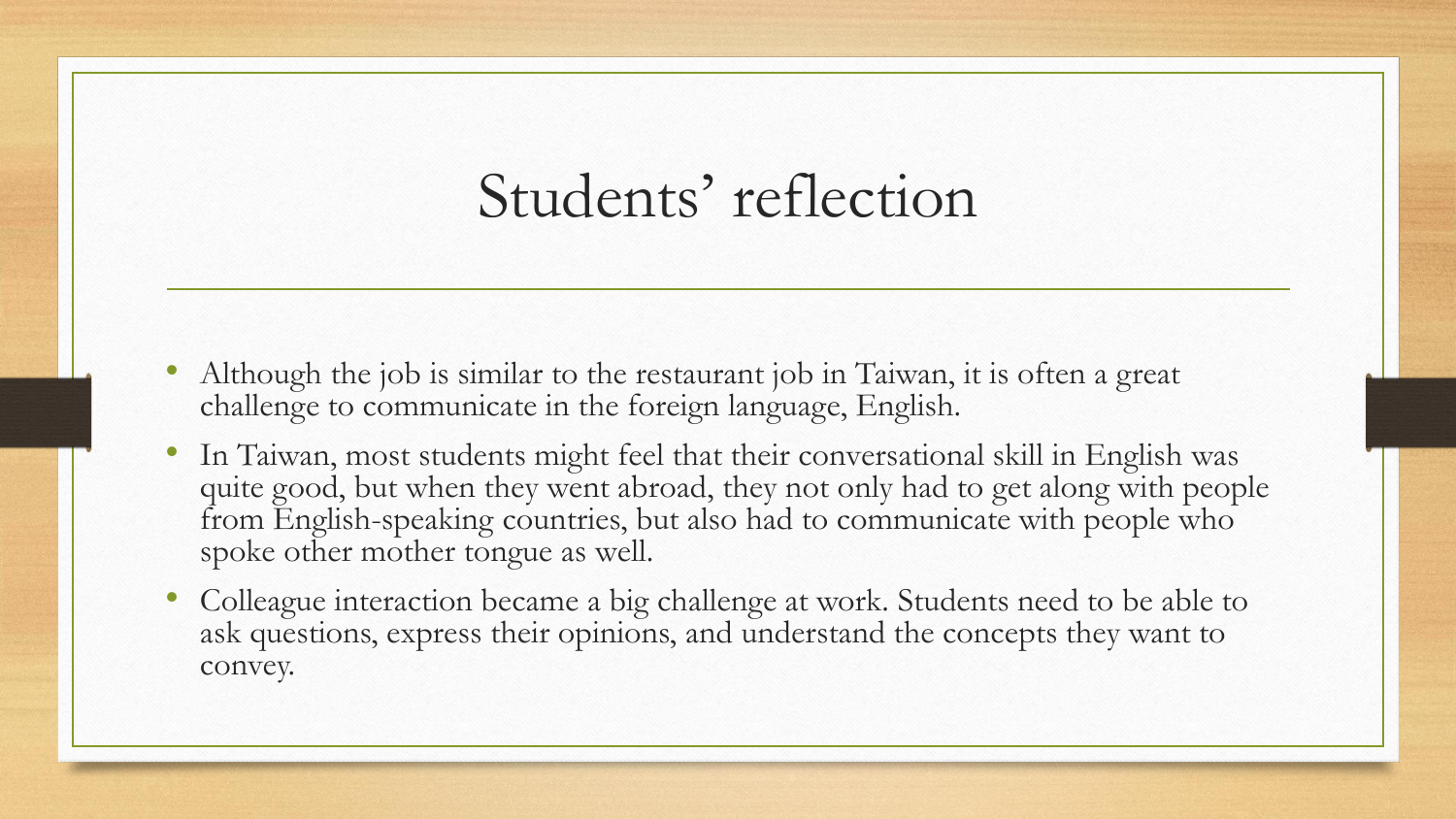# Students' reflection

- Although the job is similar to the restaurant job in Taiwan, it is often a great challenge to communicate in the foreign language, English.
- In Taiwan, most students might feel that their conversational skill in English was quite good, but when they went abroad, they not only had to get along with people from English-speaking countries, but also had to communicate with people who spoke other mother tongue as well.
- Colleague interaction became a big challenge at work. Students need to be able to ask questions, express their opinions, and understand the concepts they want to convey.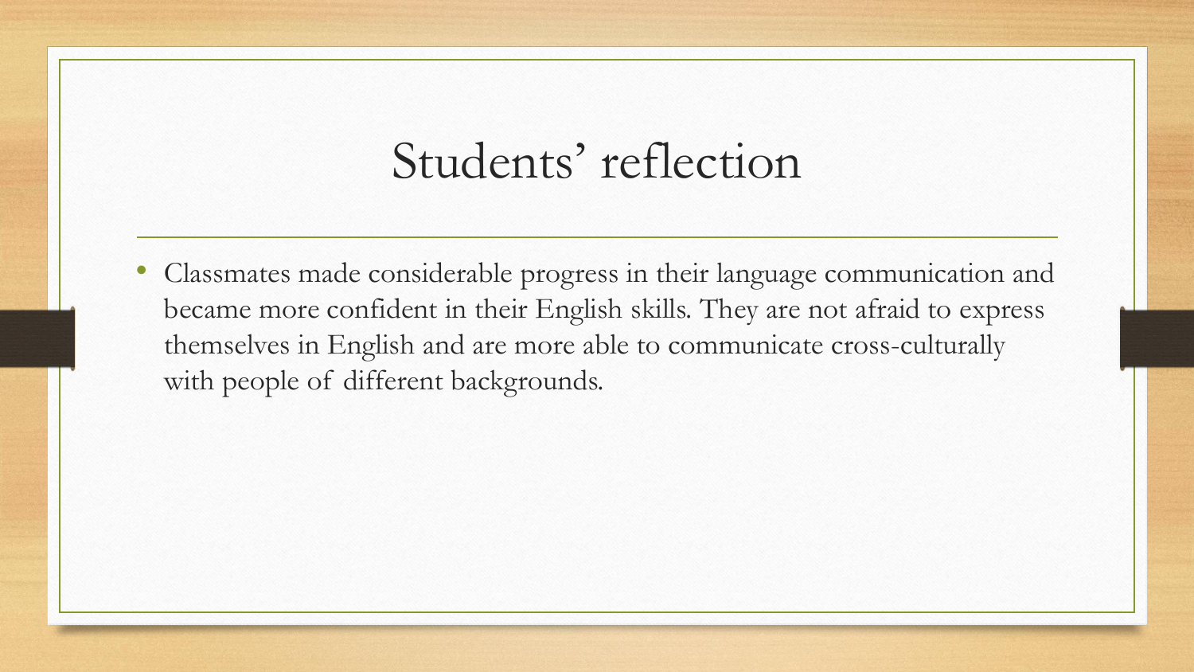# Students' reflection

- Classmates made considerable progress in their language communication and became more confident in their English skills. They are not afraid to express themselves in English and are more able to communicate cross-culturally with people of different backgrounds.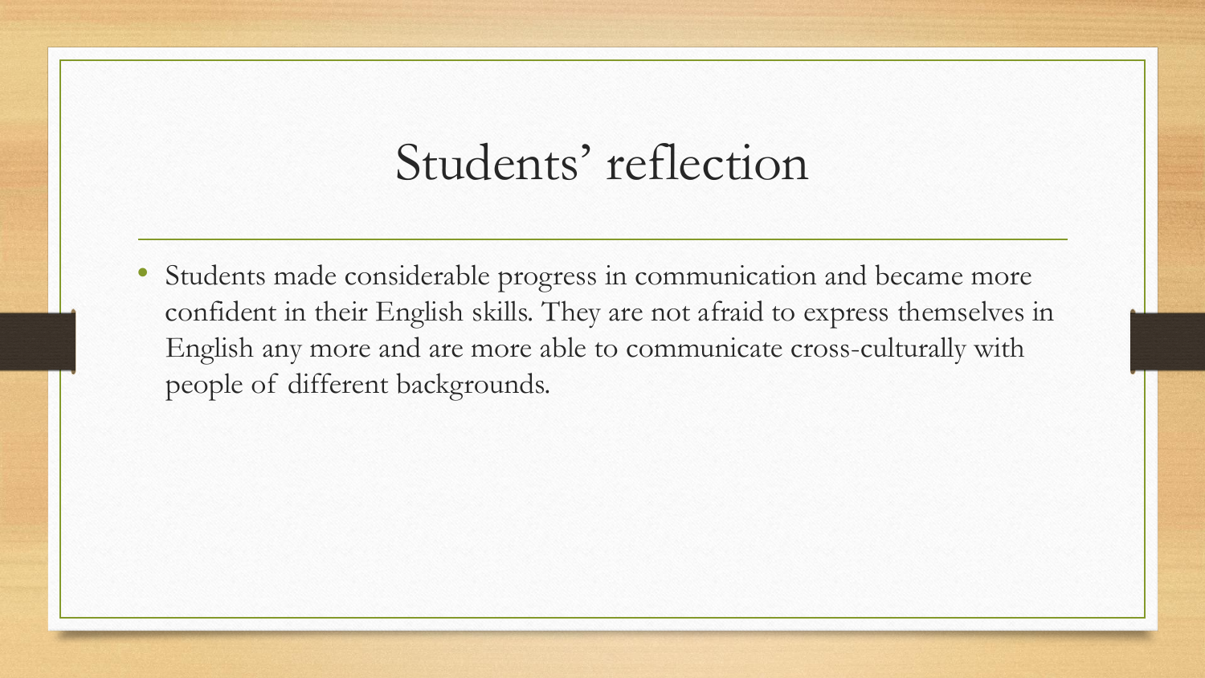# Students' reflection

- Students made considerable progress in communication and became more confident in their English skills. They are not afraid to express themselves in English any more and are more able to communicate cross-culturally with people of different backgrounds.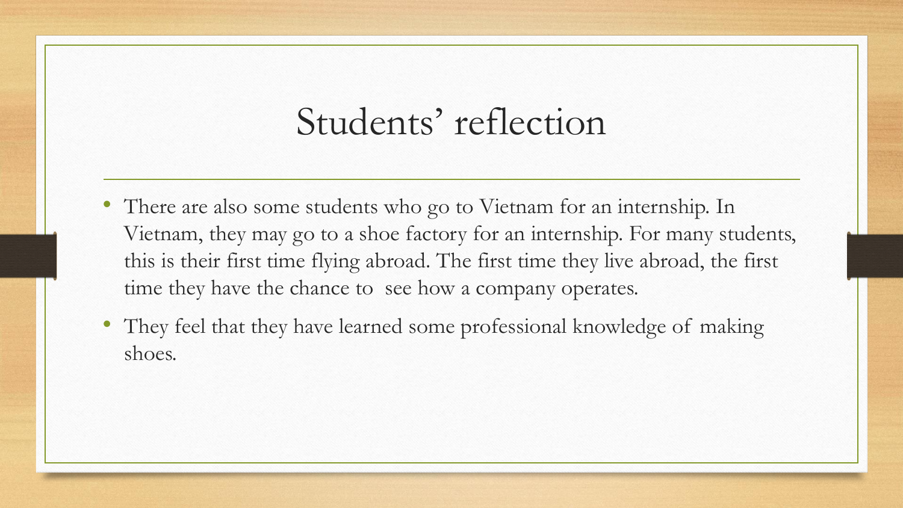# Students' reflection

- There are also some students who go to Vietnam for an internship. In Vietnam, they may go to a shoe factory for an internship. For many students, this is their first time flying abroad. The first time they live abroad, the first time they have the chance to see how a company operates.
- They feel that they have learned some professional knowledge of making shoes.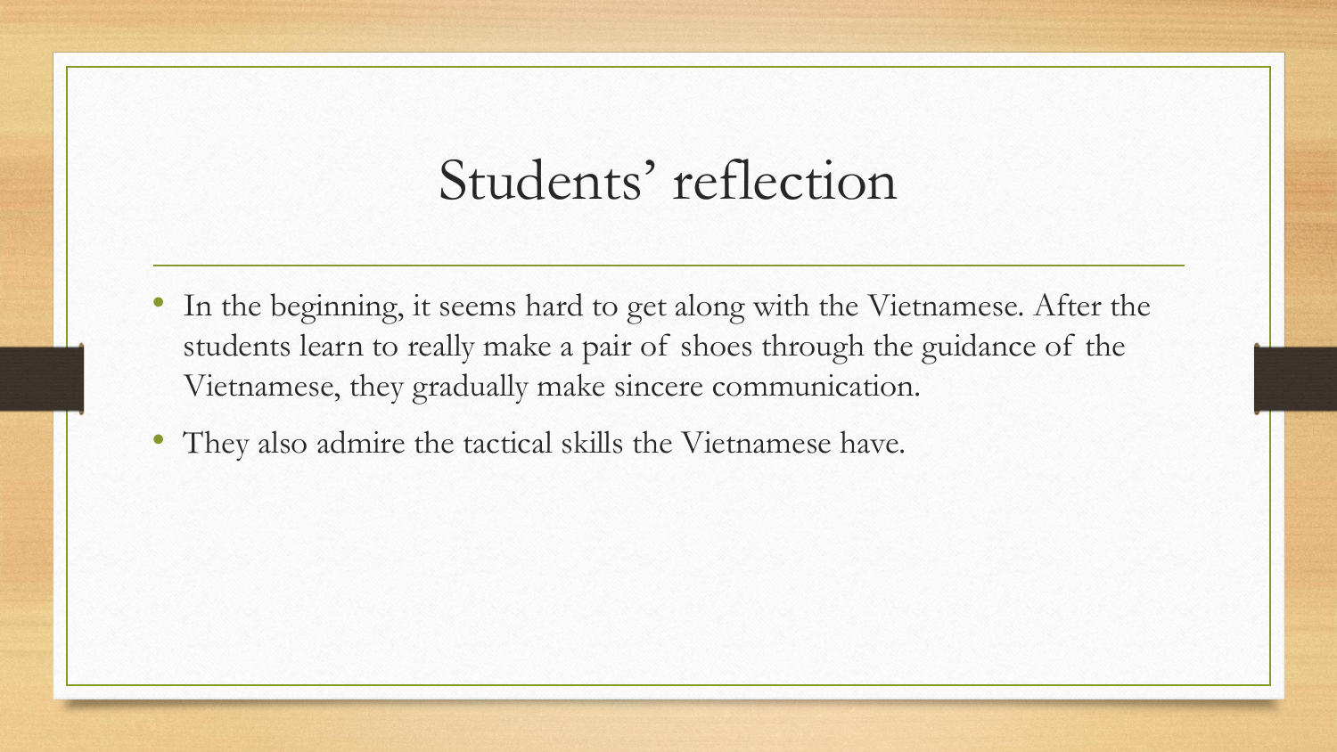# Students' reflection

- In the beginning, it seems hard to get along with the Vietnamese. After the students learn to really make a pair of shoes through the guidance of the Vietnamese, they gradually make sincere communication.
- They also admire the tactical skills the Vietnamese have.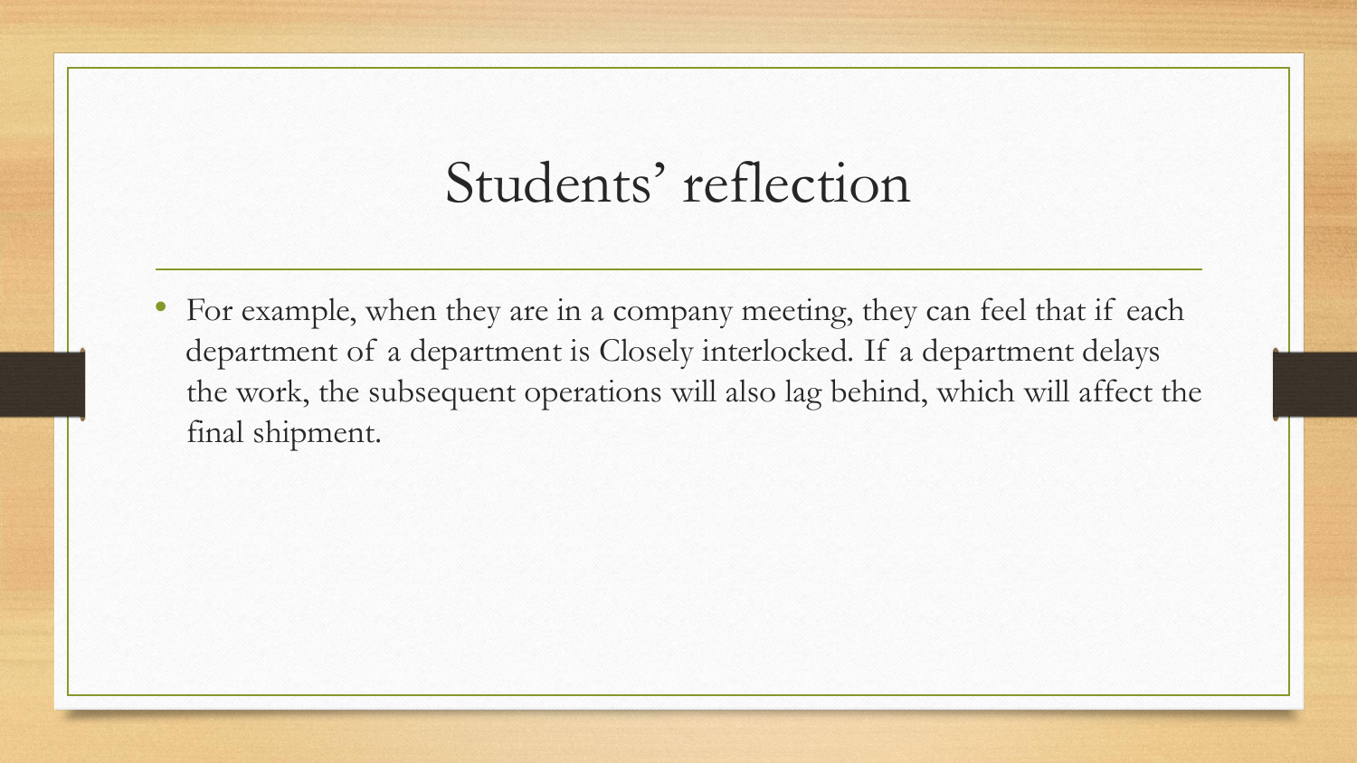# Students' reflection

- For example, when they are in a company meeting, they can feel that if each department of a department is Closely interlocked. If a department delays the work, the subsequent operations will also lag behind, which will affect the final shipment.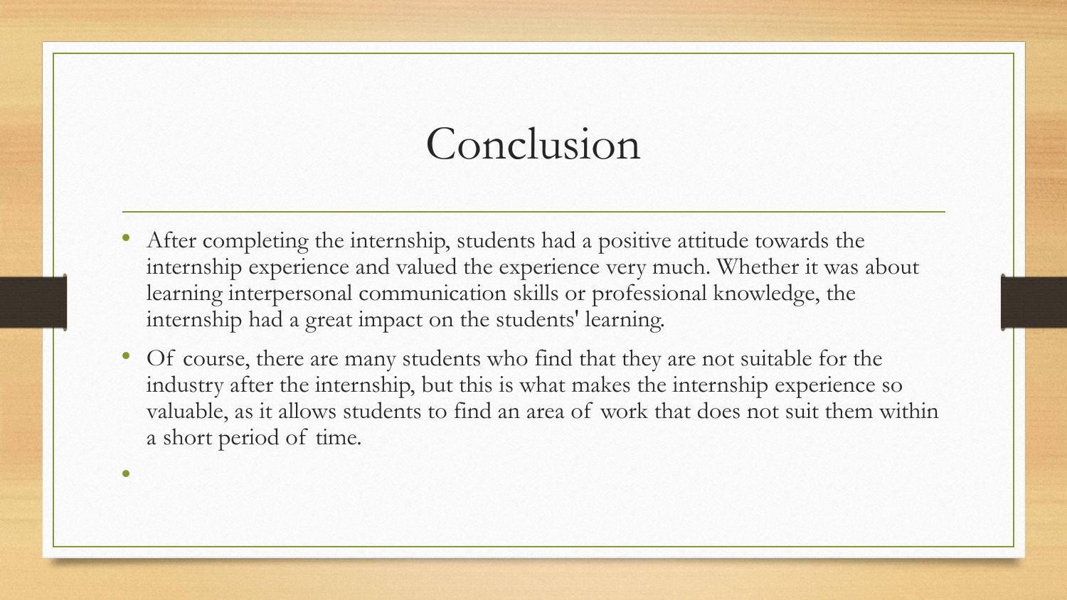# Conclusion

- After completing the internship, students had a positive attitude towards the internship experience and valued the experience very much. Whether it was about learning interpersonal communication skills or professional knowledge, the internship had a great impact on the students' learning.
- Of course, there are many students who find that they are not suitable for the industry after the internship, but this is what makes the internship experience so valuable, as it allows students to find an area of work that does not suit them within a short period of time.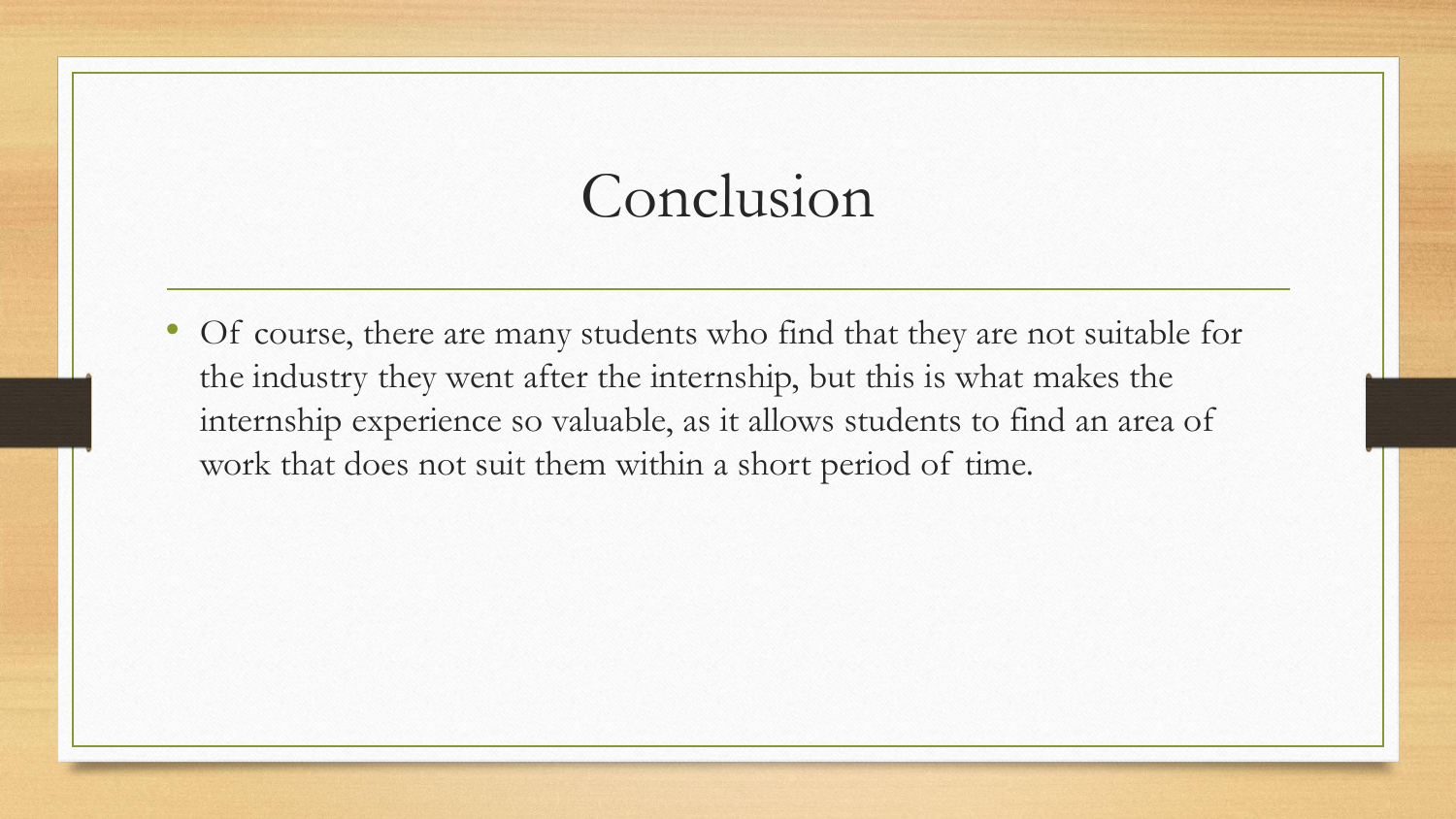# Conclusion

- Of course, there are many students who find that they are not suitable for the industry they went after the internship, but this is what makes the internship experience so valuable, as it allows students to find an area of work that does not suit them within a short period of time.